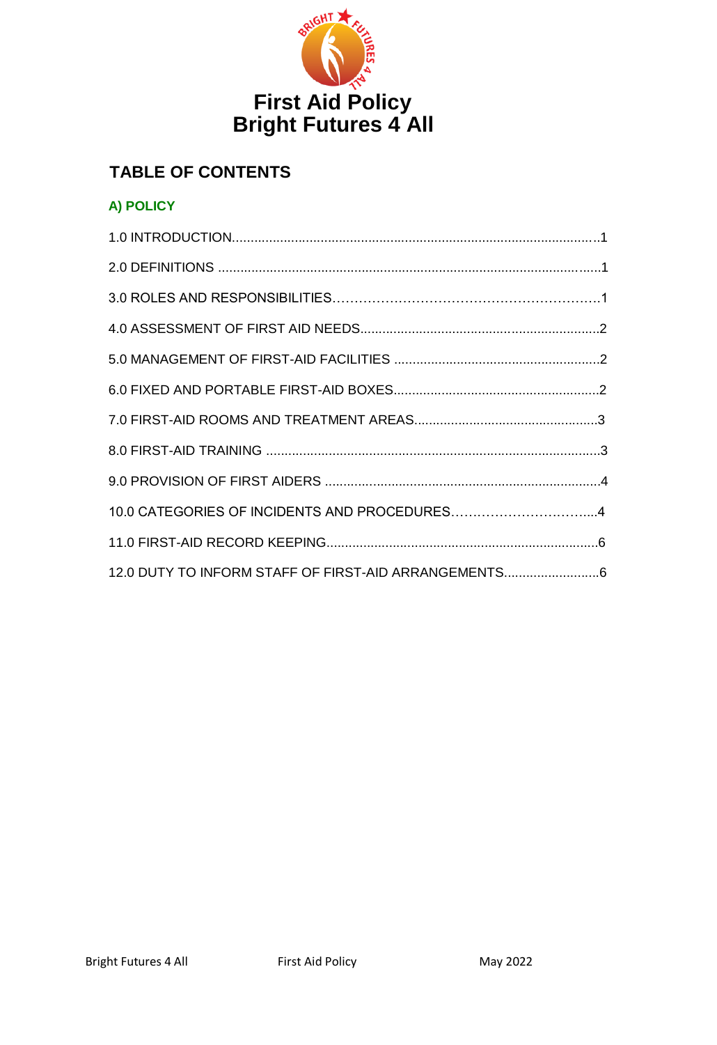# First Aid Policy
# Bright Futures 4 All

## TABLE OF CONTENTS

### A) POLICY

1.0 INTRODUCTION....1

2.0 DEFINITIONS ....1

3.0 ROLES AND RESPONSIBILITIES....1

4.0 ASSESSMENT OF FIRST AID NEEDS....2

5.0 MANAGEMENT OF FIRST-AID FACILITIES ....2

6.0 FIXED AND PORTABLE FIRST-AID BOXES....2

7.0 FIRST-AID ROOMS AND TREATMENT AREAS....3

8.0 FIRST-AID TRAINING ....3

9.0 PROVISION OF FIRST AIDERS ....4

10.0 CATEGORIES OF INCIDENTS AND PROCEDURES....4

11.0 FIRST-AID RECORD KEEPING....6

12.0 DUTY TO INFORM STAFF OF FIRST-AID ARRANGEMENTS....6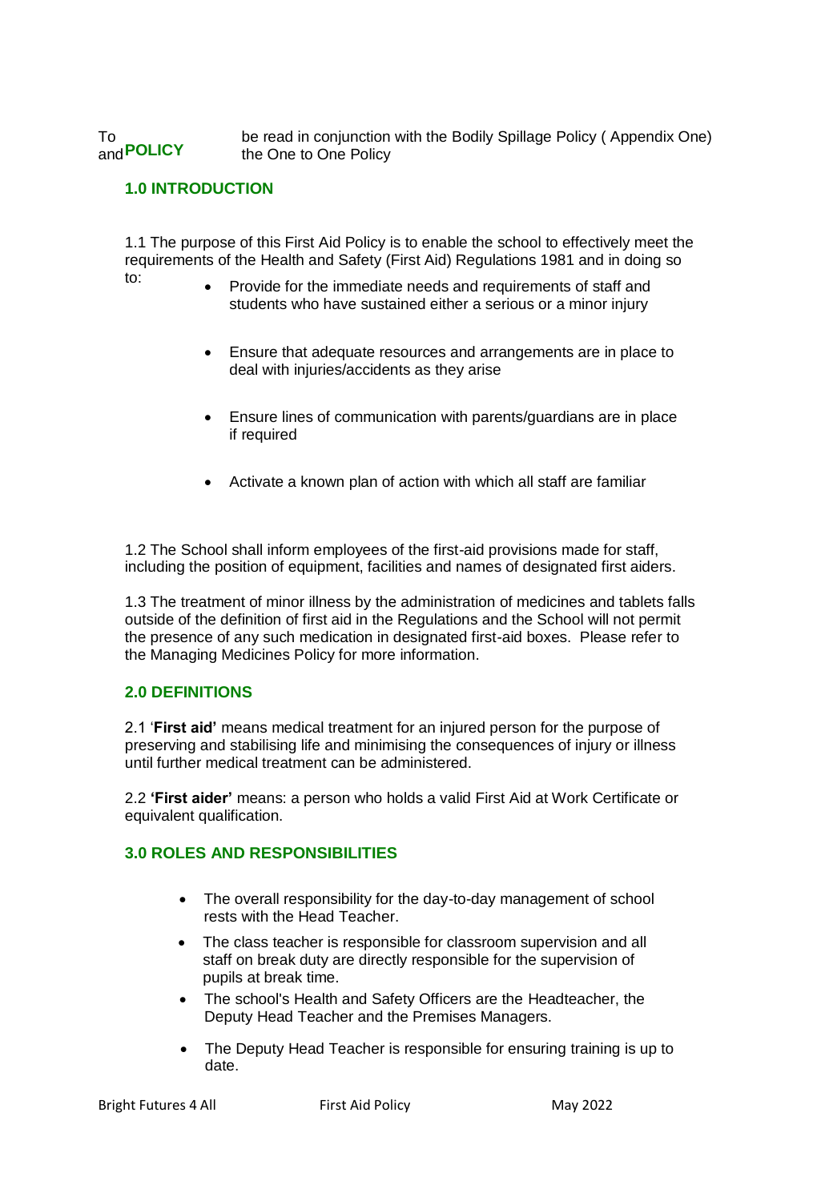**POLICY**

To be read in conjunction with the Bodily Spillage Policy ( Appendix One) and the One to One Policy

## 1.0 INTRODUCTION

1.1 The purpose of this First Aid Policy is to enable the school to effectively meet the requirements of the Health and Safety (First Aid) Regulations 1981 and in doing so to:

- Provide for the immediate needs and requirements of staff and students who have sustained either a serious or a minor injury
- Ensure that adequate resources and arrangements are in place to deal with injuries/accidents as they arise
- Ensure lines of communication with parents/guardians are in place if required
- Activate a known plan of action with which all staff are familiar

1.2 The School shall inform employees of the first-aid provisions made for staff, including the position of equipment, facilities and names of designated first aiders.

1.3 The treatment of minor illness by the administration of medicines and tablets falls outside of the definition of first aid in the Regulations and the School will not permit the presence of any such medication in designated first-aid boxes. Please refer to the Managing Medicines Policy for more information.

## 2.0 DEFINITIONS

2.1 '**First aid'** means medical treatment for an injured person for the purpose of preserving and stabilising life and minimising the consequences of injury or illness until further medical treatment can be administered.

2.2 **'First aider'** means: a person who holds a valid First Aid at Work Certificate or equivalent qualification.

## 3.0 ROLES AND RESPONSIBILITIES

- The overall responsibility for the day-to-day management of school rests with the Head Teacher.
- The class teacher is responsible for classroom supervision and all staff on break duty are directly responsible for the supervision of pupils at break time.
- The school's Health and Safety Officers are the Headteacher, the Deputy Head Teacher and the Premises Managers.
- The Deputy Head Teacher is responsible for ensuring training is up to date.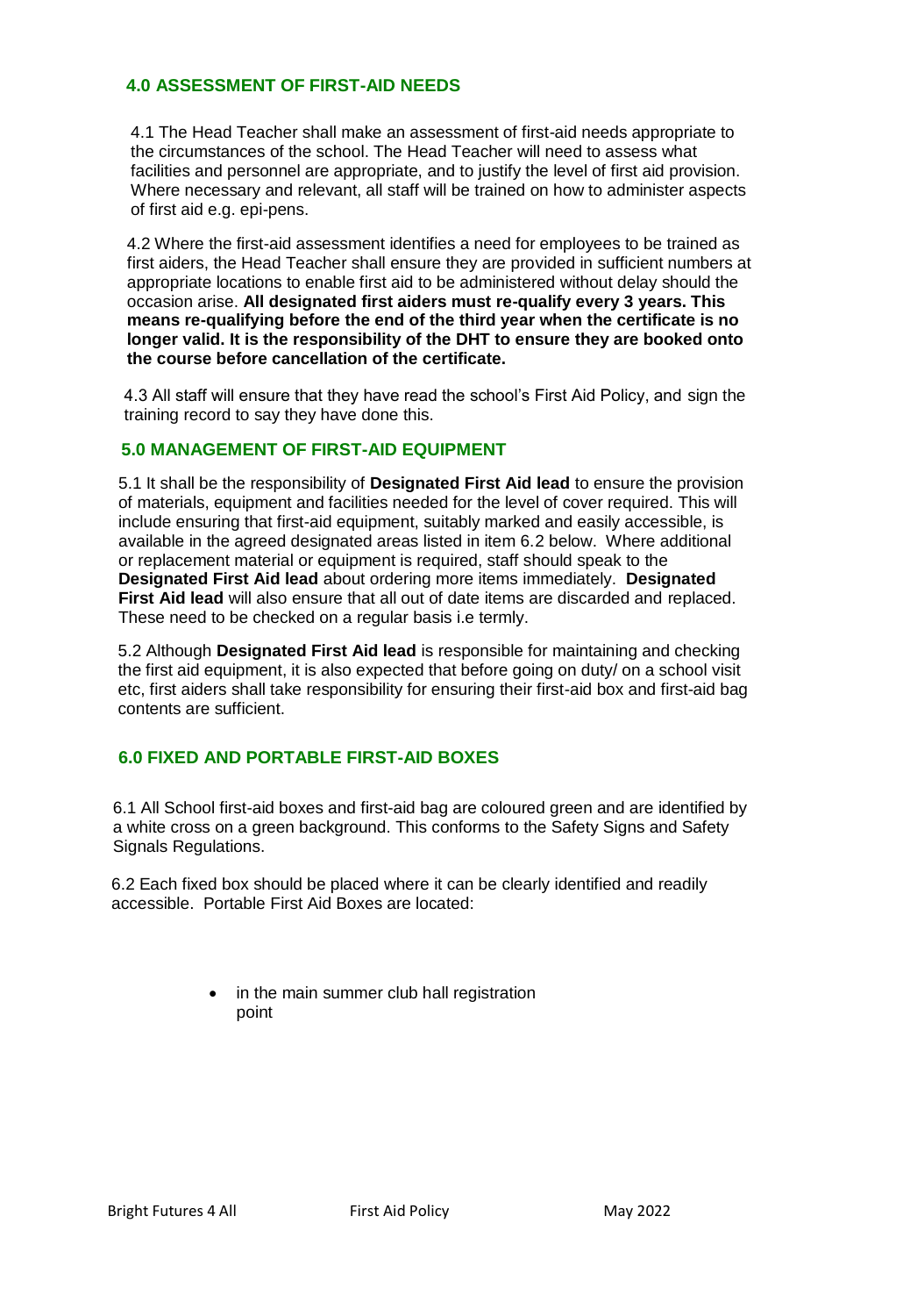## 4.0 ASSESSMENT OF FIRST-AID NEEDS

4.1 The Head Teacher shall make an assessment of first-aid needs appropriate to the circumstances of the school. The Head Teacher will need to assess what facilities and personnel are appropriate, and to justify the level of first aid provision. Where necessary and relevant, all staff will be trained on how to administer aspects of first aid e.g. epi-pens.

4.2 Where the first-aid assessment identifies a need for employees to be trained as first aiders, the Head Teacher shall ensure they are provided in sufficient numbers at appropriate locations to enable first aid to be administered without delay should the occasion arise. **All designated first aiders must re-qualify every 3 years. This means re-qualifying before the end of the third year when the certificate is no longer valid. It is the responsibility of the DHT to ensure they are booked onto the course before cancellation of the certificate.**

4.3 All staff will ensure that they have read the school's First Aid Policy, and sign the training record to say they have done this.

## 5.0 MANAGEMENT OF FIRST-AID EQUIPMENT

5.1 It shall be the responsibility of **Designated First Aid lead** to ensure the provision of materials, equipment and facilities needed for the level of cover required. This will include ensuring that first-aid equipment, suitably marked and easily accessible, is available in the agreed designated areas listed in item 6.2 below. Where additional or replacement material or equipment is required, staff should speak to the **Designated First Aid lead** about ordering more items immediately. **Designated First Aid lead** will also ensure that all out of date items are discarded and replaced. These need to be checked on a regular basis i.e termly.

5.2 Although **Designated First Aid lead** is responsible for maintaining and checking the first aid equipment, it is also expected that before going on duty/ on a school visit etc, first aiders shall take responsibility for ensuring their first-aid box and first-aid bag contents are sufficient.

## 6.0 FIXED AND PORTABLE FIRST-AID BOXES

6.1 All School first-aid boxes and first-aid bag are coloured green and are identified by a white cross on a green background. This conforms to the Safety Signs and Safety Signals Regulations.

6.2 Each fixed box should be placed where it can be clearly identified and readily accessible. Portable First Aid Boxes are located:

- in the main summer club hall registration point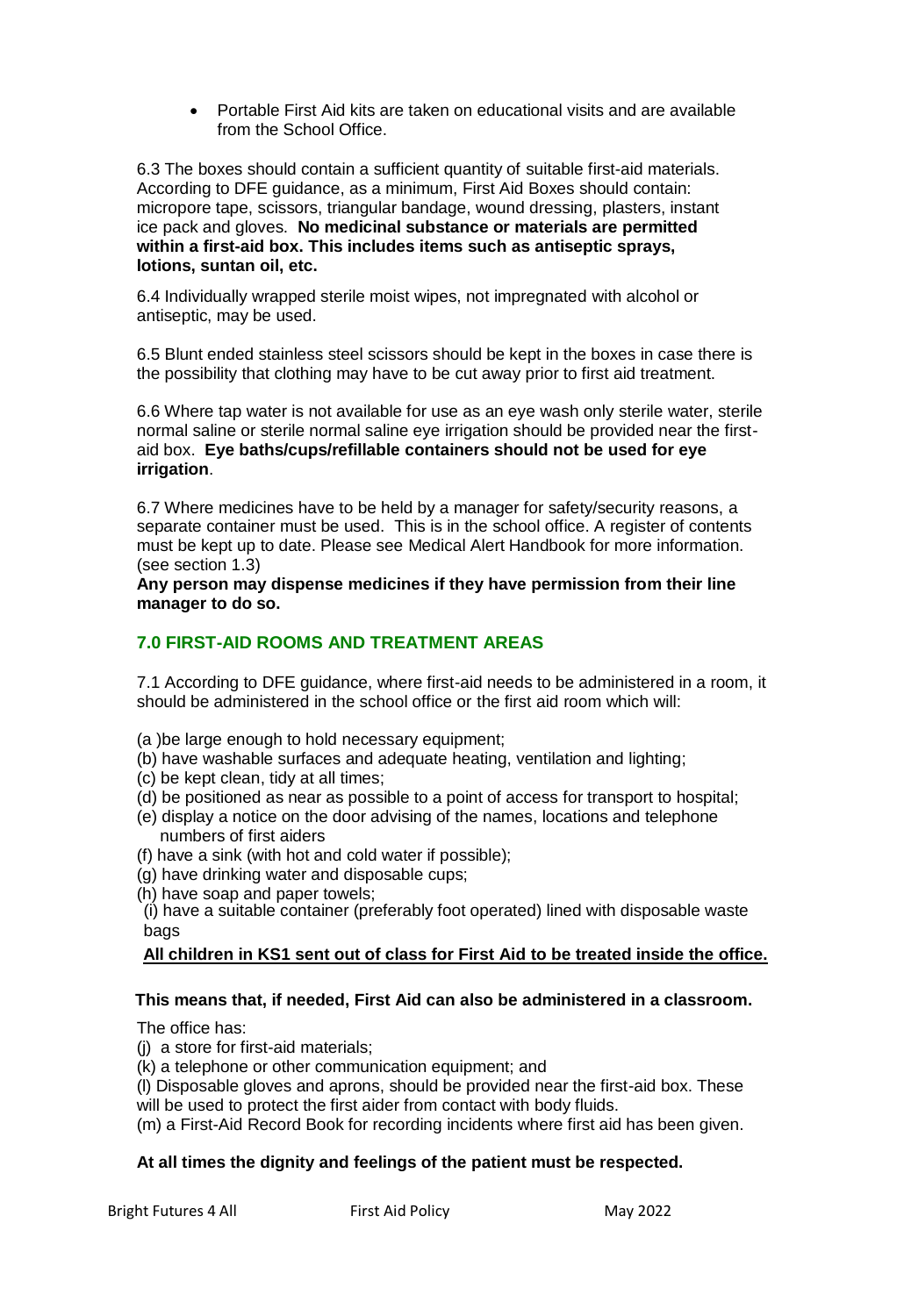- Portable First Aid kits are taken on educational visits and are available from the School Office.

6.3 The boxes should contain a sufficient quantity of suitable first-aid materials. According to DFE guidance, as a minimum, First Aid Boxes should contain: micropore tape, scissors, triangular bandage, wound dressing, plasters, instant ice pack and gloves. **No medicinal substance or materials are permitted within a first-aid box. This includes items such as antiseptic sprays, lotions, suntan oil, etc.**

6.4 Individually wrapped sterile moist wipes, not impregnated with alcohol or antiseptic, may be used.

6.5 Blunt ended stainless steel scissors should be kept in the boxes in case there is the possibility that clothing may have to be cut away prior to first aid treatment.

6.6 Where tap water is not available for use as an eye wash only sterile water, sterile normal saline or sterile normal saline eye irrigation should be provided near the first-aid box. **Eye baths/cups/refillable containers should not be used for eye irrigation**.

6.7 Where medicines have to be held by a manager for safety/security reasons, a separate container must be used. This is in the school office. A register of contents must be kept up to date. Please see Medical Alert Handbook for more information. (see section 1.3)

**Any person may dispense medicines if they have permission from their line manager to do so.**

## 7.0 FIRST-AID ROOMS AND TREATMENT AREAS

7.1 According to DFE guidance, where first-aid needs to be administered in a room, it should be administered in the school office or the first aid room which will:

(a )be large enough to hold necessary equipment;
(b) have washable surfaces and adequate heating, ventilation and lighting;
(c) be kept clean, tidy at all times;
(d) be positioned as near as possible to a point of access for transport to hospital;
(e) display a notice on the door advising of the names, locations and telephone numbers of first aiders
(f) have a sink (with hot and cold water if possible);
(g) have drinking water and disposable cups;
(h) have soap and paper towels;
(i) have a suitable container (preferably foot operated) lined with disposable waste bags

**<u>All children in KS1 sent out of class for First Aid to be treated inside the office.</u>**

**This means that, if needed, First Aid can also be administered in a classroom.**

The office has:
(j) a store for first-aid materials;
(k) a telephone or other communication equipment; and
(l) Disposable gloves and aprons, should be provided near the first-aid box. These will be used to protect the first aider from contact with body fluids.
(m) a First-Aid Record Book for recording incidents where first aid has been given.

**At all times the dignity and feelings of the patient must be respected.**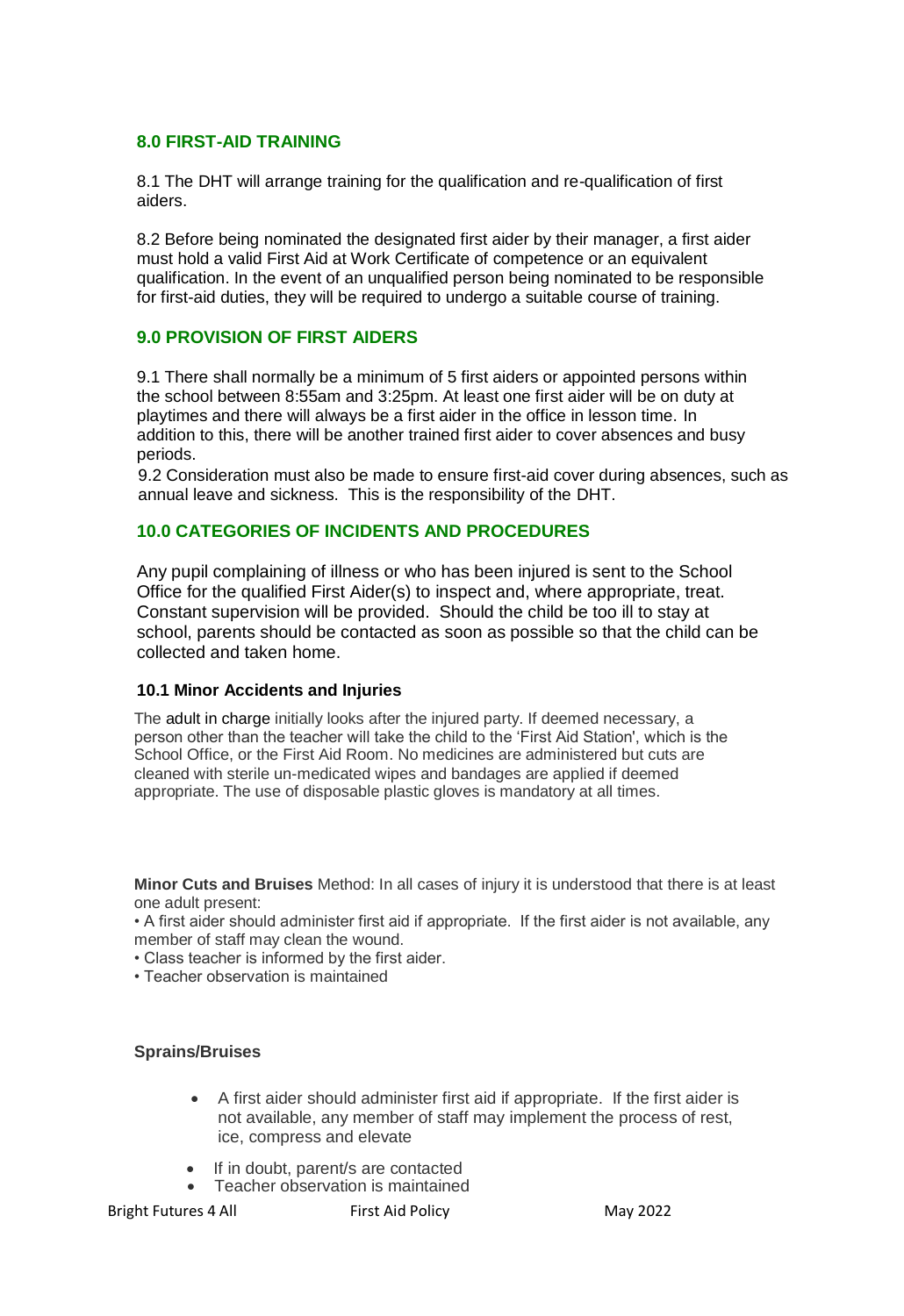## 8.0 FIRST-AID TRAINING

8.1 The DHT will arrange training for the qualification and re-qualification of first aiders.

8.2 Before being nominated the designated first aider by their manager, a first aider must hold a valid First Aid at Work Certificate of competence or an equivalent qualification. In the event of an unqualified person being nominated to be responsible for first-aid duties, they will be required to undergo a suitable course of training.

## 9.0 PROVISION OF FIRST AIDERS

9.1 There shall normally be a minimum of 5 first aiders or appointed persons within the school between 8:55am and 3:25pm. At least one first aider will be on duty at playtimes and there will always be a first aider in the office in lesson time. In addition to this, there will be another trained first aider to cover absences and busy periods.

9.2 Consideration must also be made to ensure first-aid cover during absences, such as annual leave and sickness. This is the responsibility of the DHT.

## 10.0 CATEGORIES OF INCIDENTS AND PROCEDURES

Any pupil complaining of illness or who has been injured is sent to the School Office for the qualified First Aider(s) to inspect and, where appropriate, treat. Constant supervision will be provided. Should the child be too ill to stay at school, parents should be contacted as soon as possible so that the child can be collected and taken home.

### 10.1 Minor Accidents and Injuries

The adult in charge initially looks after the injured party. If deemed necessary, a person other than the teacher will take the child to the 'First Aid Station', which is the School Office, or the First Aid Room. No medicines are administered but cuts are cleaned with sterile un-medicated wipes and bandages are applied if deemed appropriate. The use of disposable plastic gloves is mandatory at all times.

**Minor Cuts and Bruises** Method: In all cases of injury it is understood that there is at least one adult present:

- A first aider should administer first aid if appropriate. If the first aider is not available, any member of staff may clean the wound.
- Class teacher is informed by the first aider.
- Teacher observation is maintained

**Sprains/Bruises**

- A first aider should administer first aid if appropriate. If the first aider is not available, any member of staff may implement the process of rest, ice, compress and elevate
- If in doubt, parent/s are contacted
- Teacher observation is maintained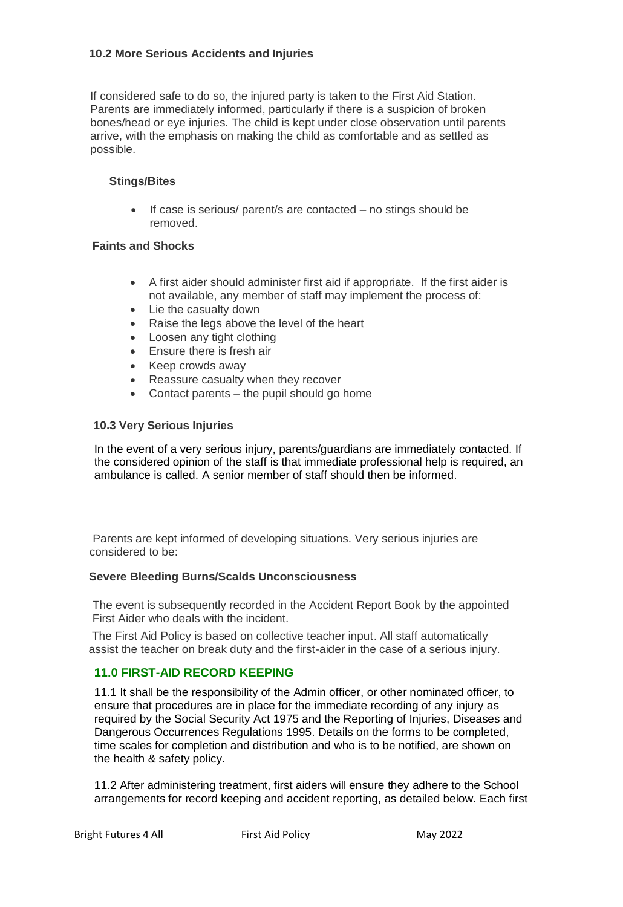### 10.2 More Serious Accidents and Injuries

If considered safe to do so, the injured party is taken to the First Aid Station. Parents are immediately informed, particularly if there is a suspicion of broken bones/head or eye injuries. The child is kept under close observation until parents arrive, with the emphasis on making the child as comfortable and as settled as possible.

**Stings/Bites**

- If case is serious/ parent/s are contacted – no stings should be removed.

**Faints and Shocks**

- A first aider should administer first aid if appropriate. If the first aider is not available, any member of staff may implement the process of:
- Lie the casualty down
- Raise the legs above the level of the heart
- Loosen any tight clothing
- Ensure there is fresh air
- Keep crowds away
- Reassure casualty when they recover
- Contact parents – the pupil should go home

### 10.3 Very Serious Injuries

In the event of a very serious injury, parents/guardians are immediately contacted. If the considered opinion of the staff is that immediate professional help is required, an ambulance is called. A senior member of staff should then be informed.

Parents are kept informed of developing situations. Very serious injuries are considered to be:

**Severe Bleeding Burns/Scalds Unconsciousness**

The event is subsequently recorded in the Accident Report Book by the appointed First Aider who deals with the incident.

The First Aid Policy is based on collective teacher input. All staff automatically assist the teacher on break duty and the first-aider in the case of a serious injury.

## 11.0 FIRST-AID RECORD KEEPING

11.1 It shall be the responsibility of the Admin officer, or other nominated officer, to ensure that procedures are in place for the immediate recording of any injury as required by the Social Security Act 1975 and the Reporting of Injuries, Diseases and Dangerous Occurrences Regulations 1995. Details on the forms to be completed, time scales for completion and distribution and who is to be notified, are shown on the health & safety policy.

11.2 After administering treatment, first aiders will ensure they adhere to the School arrangements for record keeping and accident reporting, as detailed below. Each first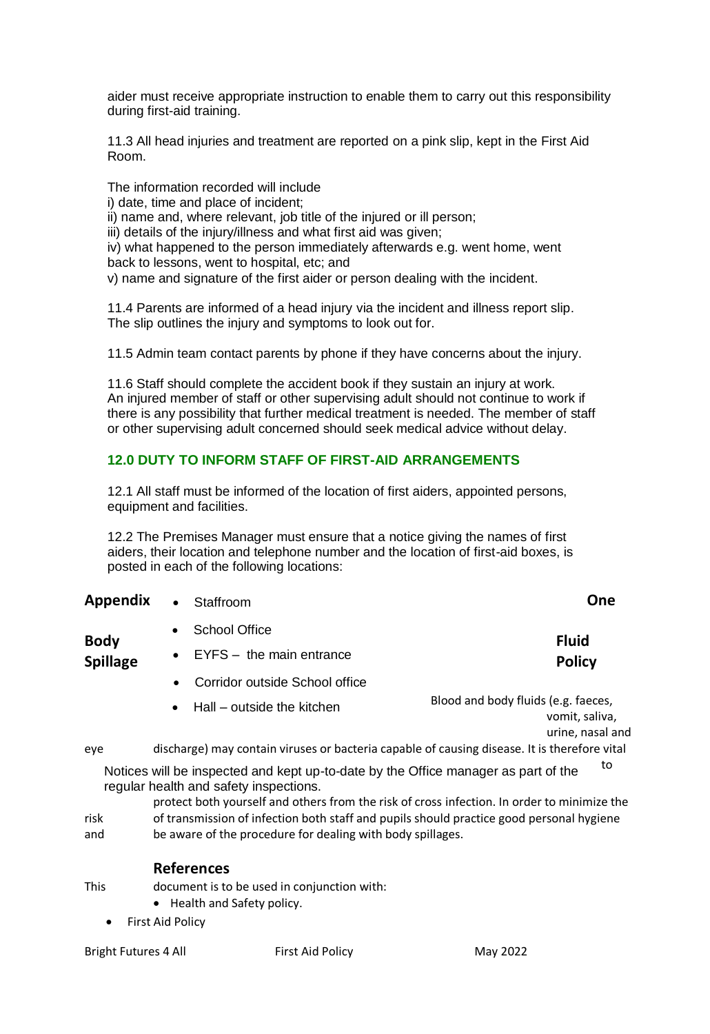aider must receive appropriate instruction to enable them to carry out this responsibility during first-aid training.

11.3 All head injuries and treatment are reported on a pink slip, kept in the First Aid Room.

The information recorded will include
i) date, time and place of incident;
ii) name and, where relevant, job title of the injured or ill person;
iii) details of the injury/illness and what first aid was given;
iv) what happened to the person immediately afterwards e.g. went home, went back to lessons, went to hospital, etc; and
v) name and signature of the first aider or person dealing with the incident.

11.4 Parents are informed of a head injury via the incident and illness report slip. The slip outlines the injury and symptoms to look out for.

11.5 Admin team contact parents by phone if they have concerns about the injury.

11.6 Staff should complete the accident book if they sustain an injury at work. An injured member of staff or other supervising adult should not continue to work if there is any possibility that further medical treatment is needed. The member of staff or other supervising adult concerned should seek medical advice without delay.

## 12.0 DUTY TO INFORM STAFF OF FIRST-AID ARRANGEMENTS

12.1 All staff must be informed of the location of first aiders, appointed persons, equipment and facilities.

12.2 The Premises Manager must ensure that a notice giving the names of first aiders, their location and telephone number and the location of first-aid boxes, is posted in each of the following locations:

- Staffroom
- School Office
- EYFS – the main entrance
- Corridor outside School office
- Hall – outside the kitchen

Notices will be inspected and kept up-to-date by the Office manager as part of the regular health and safety inspections.

# Appendix One

## Body Spillage Fluid Policy

Blood and body fluids (e.g. faeces, vomit, saliva, urine, nasal and eye discharge) may contain viruses or bacteria capable of causing disease. It is therefore vital to protect both yourself and others from the risk of cross infection. In order to minimize the risk of transmission of infection both staff and pupils should practice good personal hygiene and be aware of the procedure for dealing with body spillages.

## References

This document is to be used in conjunction with:

- Health and Safety policy.
- First Aid Policy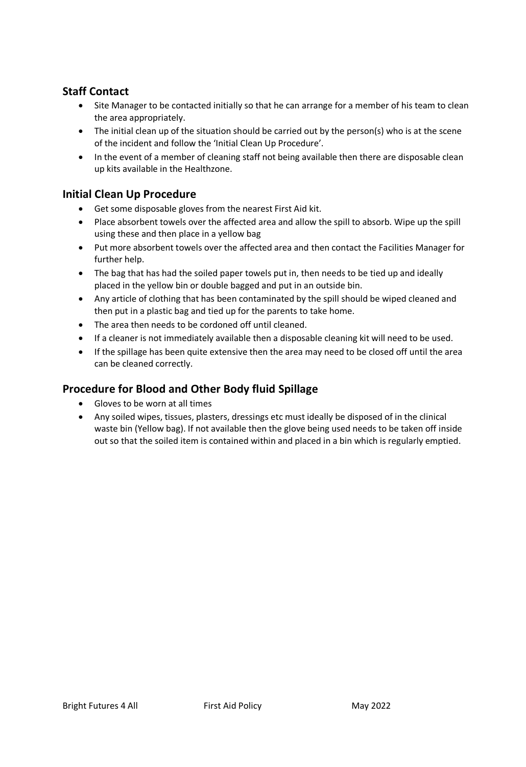## Staff Contact

- Site Manager to be contacted initially so that he can arrange for a member of his team to clean the area appropriately.
- The initial clean up of the situation should be carried out by the person(s) who is at the scene of the incident and follow the 'Initial Clean Up Procedure'.
- In the event of a member of cleaning staff not being available then there are disposable clean up kits available in the Healthzone.

## Initial Clean Up Procedure

- Get some disposable gloves from the nearest First Aid kit.
- Place absorbent towels over the affected area and allow the spill to absorb. Wipe up the spill using these and then place in a yellow bag
- Put more absorbent towels over the affected area and then contact the Facilities Manager for further help.
- The bag that has had the soiled paper towels put in, then needs to be tied up and ideally placed in the yellow bin or double bagged and put in an outside bin.
- Any article of clothing that has been contaminated by the spill should be wiped cleaned and then put in a plastic bag and tied up for the parents to take home.
- The area then needs to be cordoned off until cleaned.
- If a cleaner is not immediately available then a disposable cleaning kit will need to be used.
- If the spillage has been quite extensive then the area may need to be closed off until the area can be cleaned correctly.

## Procedure for Blood and Other Body fluid Spillage

- Gloves to be worn at all times
- Any soiled wipes, tissues, plasters, dressings etc must ideally be disposed of in the clinical waste bin (Yellow bag). If not available then the glove being used needs to be taken off inside out so that the soiled item is contained within and placed in a bin which is regularly emptied.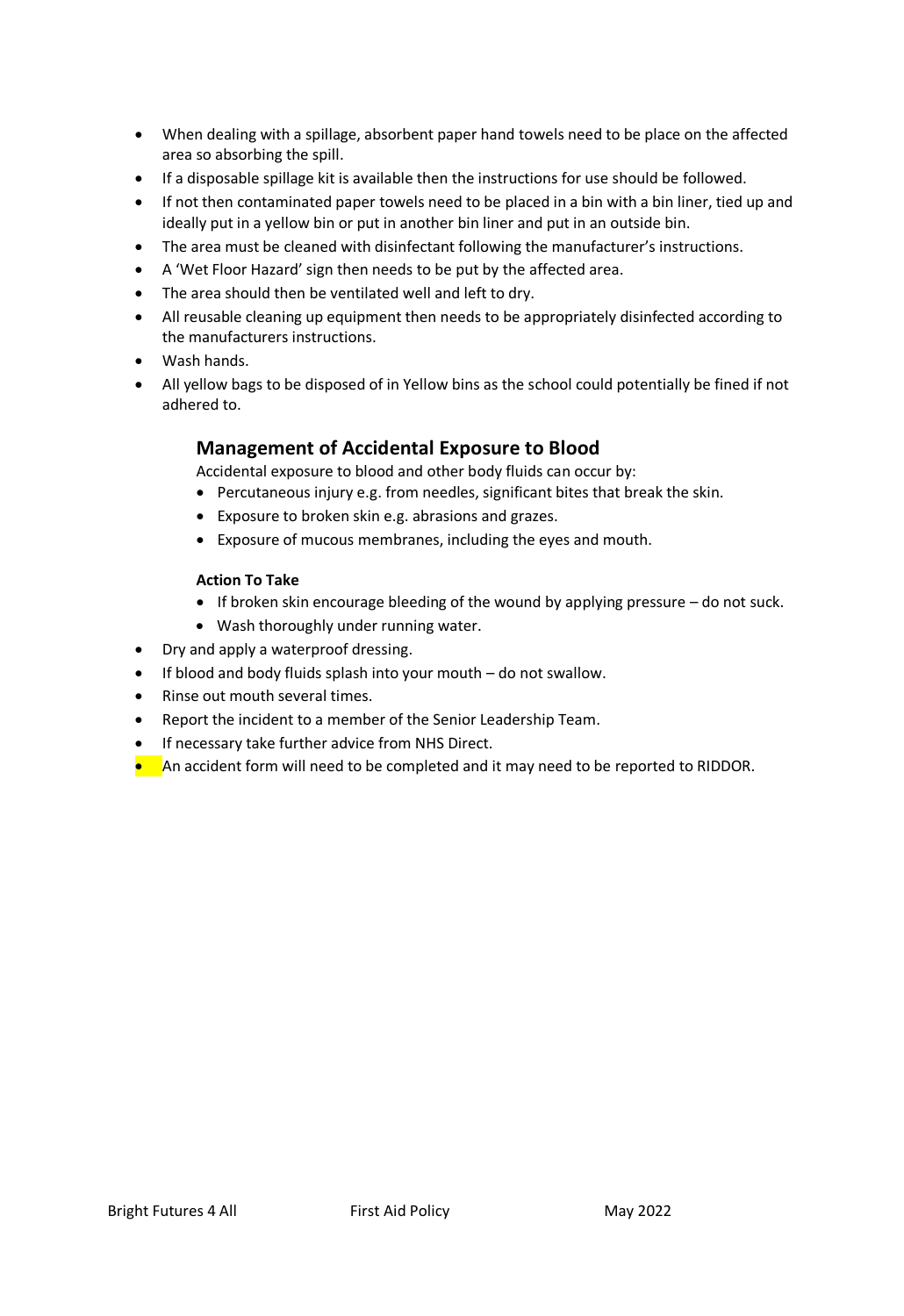- When dealing with a spillage, absorbent paper hand towels need to be place on the affected area so absorbing the spill.
- If a disposable spillage kit is available then the instructions for use should be followed.
- If not then contaminated paper towels need to be placed in a bin with a bin liner, tied up and ideally put in a yellow bin or put in another bin liner and put in an outside bin.
- The area must be cleaned with disinfectant following the manufacturer's instructions.
- A 'Wet Floor Hazard' sign then needs to be put by the affected area.
- The area should then be ventilated well and left to dry.
- All reusable cleaning up equipment then needs to be appropriately disinfected according to the manufacturers instructions.
- Wash hands.
- All yellow bags to be disposed of in Yellow bins as the school could potentially be fined if not adhered to.

## Management of Accidental Exposure to Blood

Accidental exposure to blood and other body fluids can occur by:

- Percutaneous injury e.g. from needles, significant bites that break the skin.
- Exposure to broken skin e.g. abrasions and grazes.
- Exposure of mucous membranes, including the eyes and mouth.

**Action To Take**

- If broken skin encourage bleeding of the wound by applying pressure – do not suck.
- Wash thoroughly under running water.
- Dry and apply a waterproof dressing.
- If blood and body fluids splash into your mouth – do not swallow.
- Rinse out mouth several times.
- Report the incident to a member of the Senior Leadership Team.
- If necessary take further advice from NHS Direct.
- An accident form will need to be completed and it may need to be reported to RIDDOR.